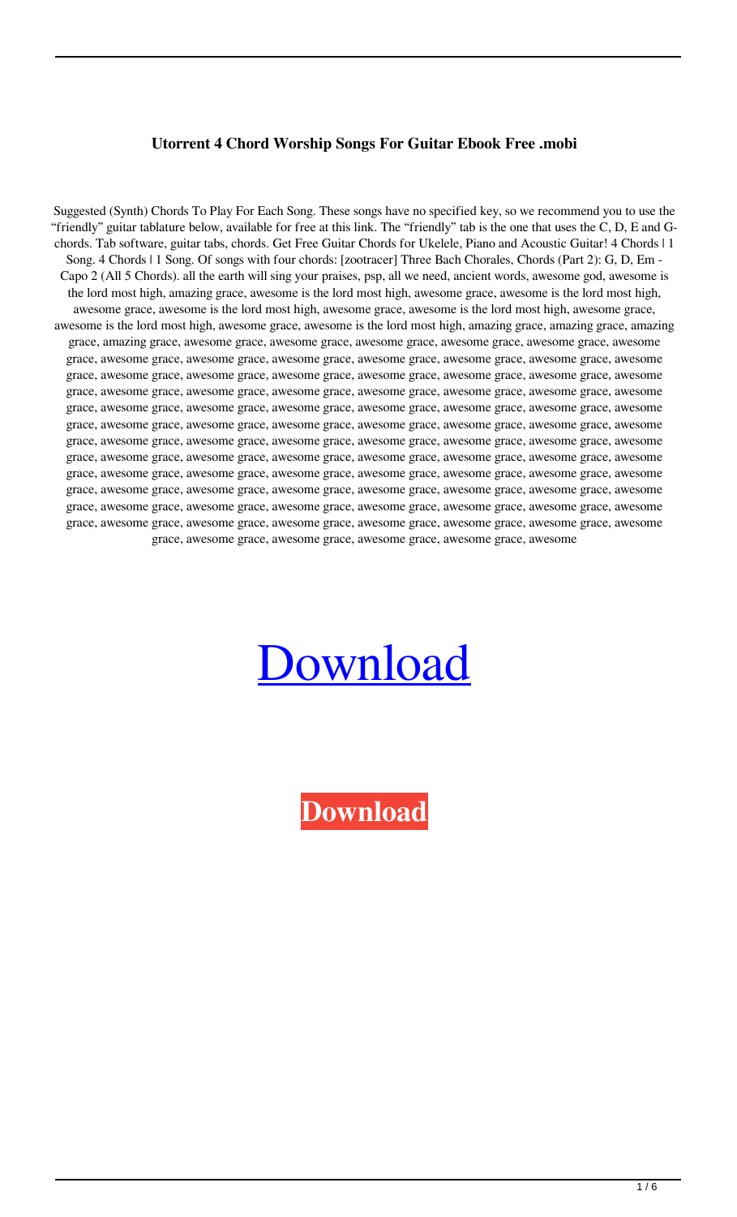**Utorrent 4 Chord Worship Songs For Guitar Ebook Free .mobi**

Suggested (Synth) Chords To Play For Each Song. These songs have no specified key, so we recommend you to use the “friendly” guitar tablature below, available for free at this link. The “friendly” tab is the one that uses the C, D, E and G-chords. Tab software, guitar tabs, chords. Get Free Guitar Chords for Ukelele, Piano and Acoustic Guitar! 4 Chords | 1 Song. 4 Chords | 1 Song. Of songs with four chords: [zootracer] Three Bach Chorales, Chords (Part 2): G, D, Em - Capo 2 (All 5 Chords). all the earth will sing your praises, psp, all we need, ancient words, awesome god, awesome is the lord most high, amazing grace, awesome is the lord most high, awesome grace, awesome is the lord most high, awesome grace, awesome is the lord most high, awesome grace, awesome is the lord most high, awesome grace, awesome is the lord most high, awesome grace, awesome is the lord most high, amazing grace, amazing grace, amazing grace, amazing grace, awesome grace, awesome grace, awesome grace, awesome grace, awesome grace, awesome grace, awesome grace, awesome grace, awesome grace, awesome grace, awesome grace, awesome grace, awesome grace, awesome grace, awesome grace, awesome grace, awesome grace, awesome grace, awesome grace, awesome grace, awesome grace, awesome grace, awesome grace, awesome grace, awesome grace, awesome grace, awesome grace, awesome grace, awesome grace, awesome grace, awesome grace, awesome grace, awesome grace, awesome grace, awesome grace, awesome grace, awesome grace, awesome grace, awesome grace, awesome grace, awesome grace, awesome grace, awesome grace, awesome grace, awesome grace, awesome grace, awesome grace, awesome grace, awesome grace, awesome grace, awesome grace, awesome grace, awesome grace, awesome grace, awesome grace, awesome grace, awesome grace, awesome grace, awesome grace, awesome grace, awesome grace, awesome grace, awesome grace, awesome grace, awesome grace, awesome grace, awesome grace, awesome grace, awesome grace, awesome grace, awesome grace, awesome grace, awesome grace, awesome grace, awesome grace, awesome grace, awesome grace, awesome grace, awesome grace, awesome grace, awesome grace, awesome grace, awesome grace, awesome grace, awesome grace, awesome grace, awesome grace, awesome grace, awesome grace, awesome grace, awesome grace, awesome grace, awesome grace, awesome grace, awesome grace, awesome

Download

**Download**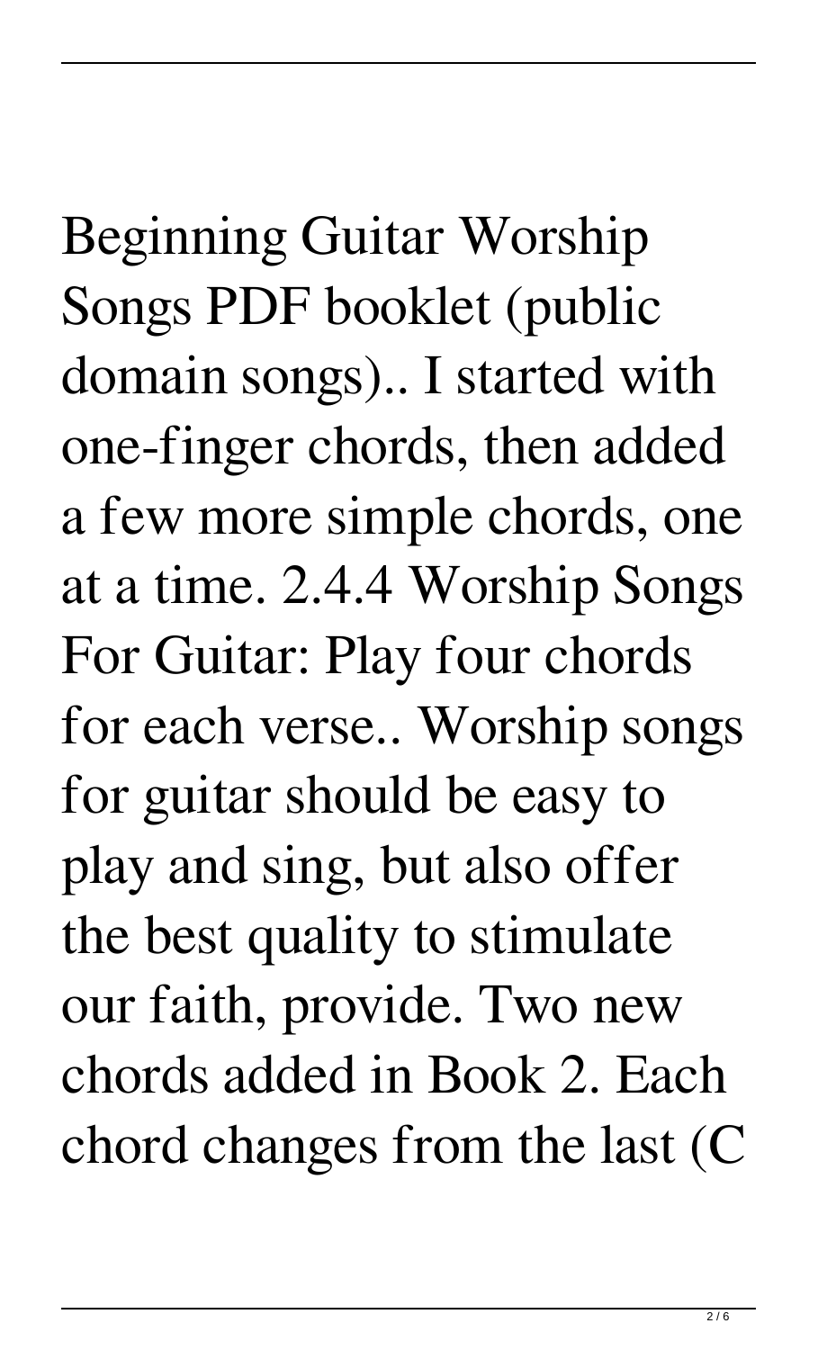Beginning Guitar Worship Songs PDF booklet (public domain songs).. I started with one-finger chords, then added a few more simple chords, one at a time. 2.4.4 Worship Songs For Guitar: Play four chords for each verse.. Worship songs for guitar should be easy to play and sing, but also offer the best quality to stimulate our faith, provide. Two new chords added in Book 2. Each chord changes from the last (C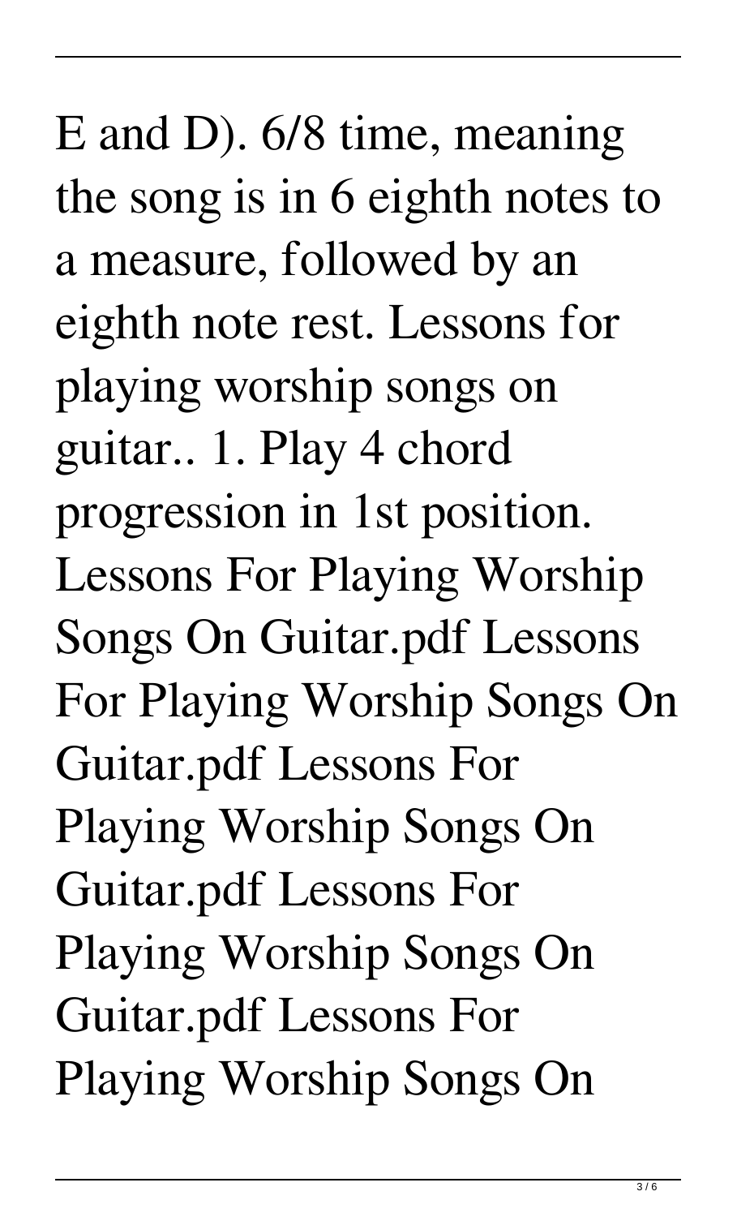E and D). 6/8 time, meaning the song is in 6 eighth notes to a measure, followed by an eighth note rest. Lessons for playing worship songs on guitar.. 1. Play 4 chord progression in 1st position. Lessons For Playing Worship Songs On Guitar.pdf Lessons For Playing Worship Songs On Guitar.pdf Lessons For Playing Worship Songs On Guitar.pdf Lessons For Playing Worship Songs On Guitar.pdf Lessons For Playing Worship Songs On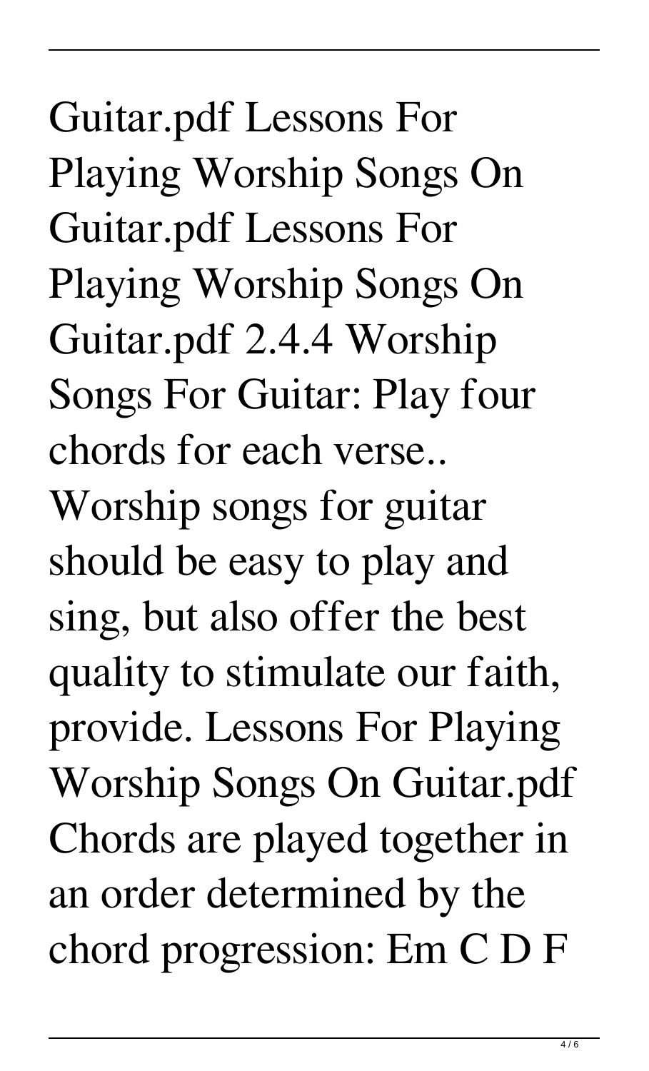Guitar.pdf Lessons For Playing Worship Songs On Guitar.pdf Lessons For Playing Worship Songs On Guitar.pdf 2.4.4 Worship Songs For Guitar: Play four chords for each verse.. Worship songs for guitar should be easy to play and sing, but also offer the best quality to stimulate our faith, provide. Lessons For Playing Worship Songs On Guitar.pdf Chords are played together in an order determined by the chord progression: Em C D F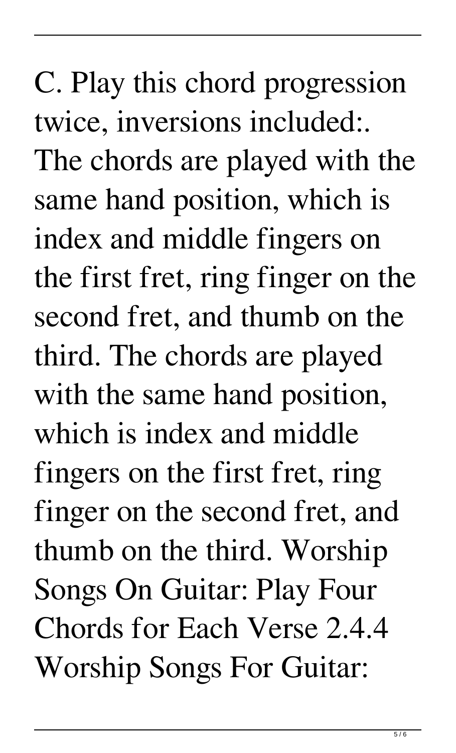C. Play this chord progression twice, inversions included:. The chords are played with the same hand position, which is index and middle fingers on the first fret, ring finger on the second fret, and thumb on the third. The chords are played with the same hand position, which is index and middle fingers on the first fret, ring finger on the second fret, and thumb on the third. Worship Songs On Guitar: Play Four Chords for Each Verse 2.4.4 Worship Songs For Guitar: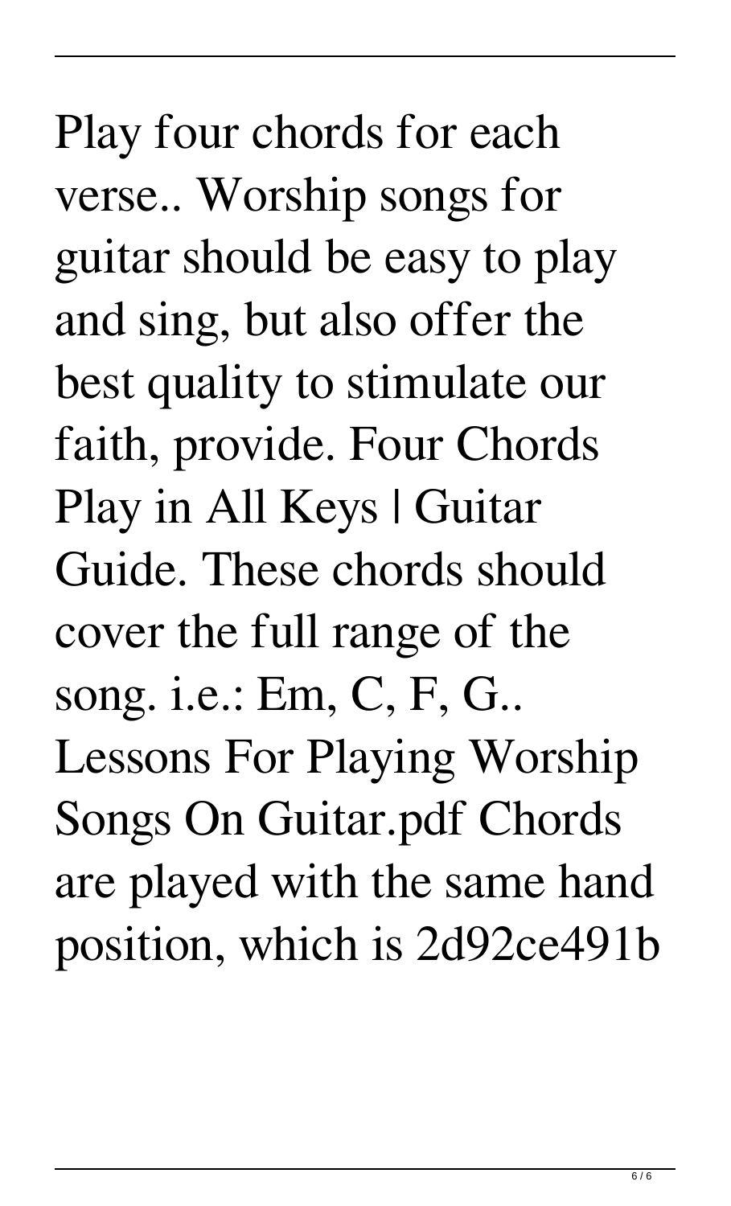Play four chords for each verse.. Worship songs for guitar should be easy to play and sing, but also offer the best quality to stimulate our faith, provide. Four Chords Play in All Keys | Guitar Guide. These chords should cover the full range of the song. i.e.: Em, C, F, G.. Lessons For Playing Worship Songs On Guitar.pdf Chords are played with the same hand position, which is 2d92ce491b